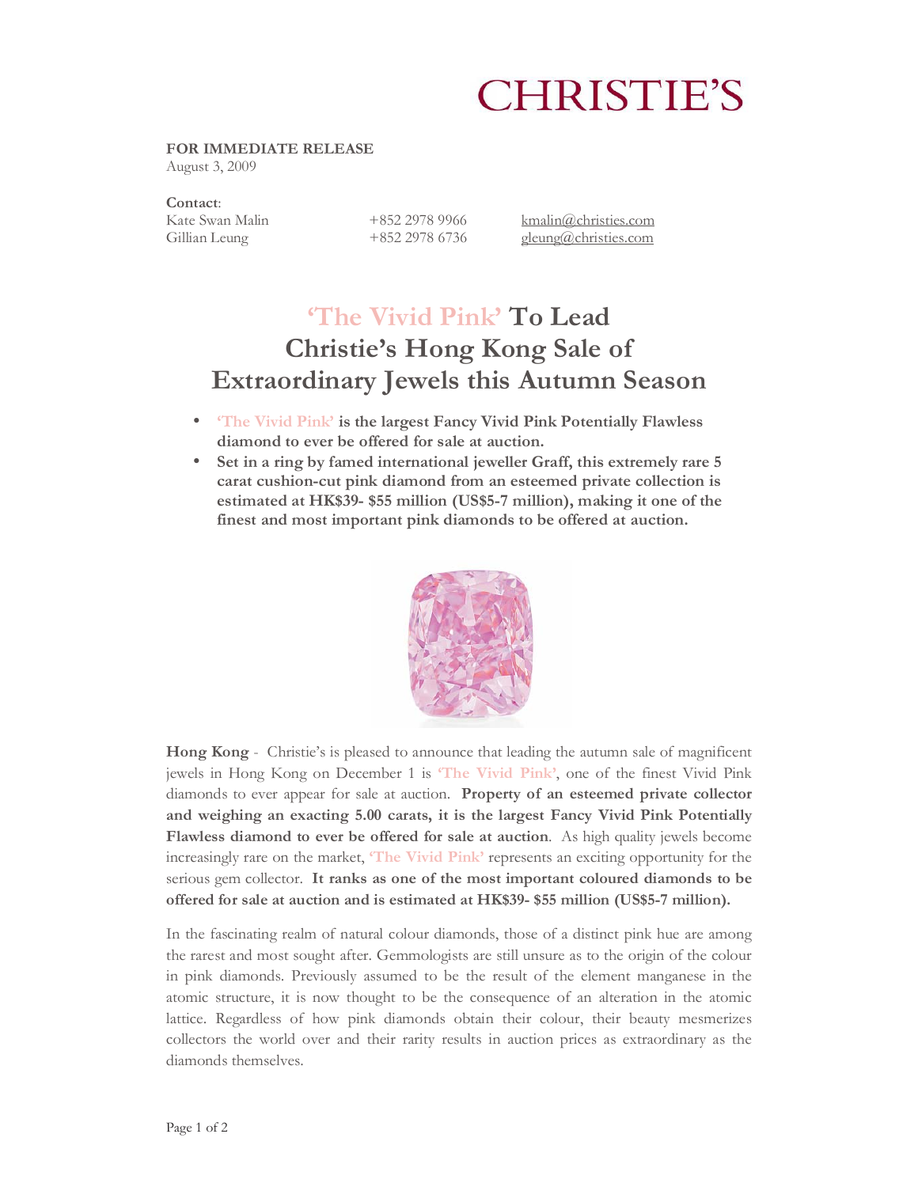CHRISTIE'S

**FOR IMMEDIATE RELEASE**
August 3, 2009

**Contact**:
Kate Swan Malin +852 2978 9966 kmalin@christies.com
Gillian Leung +852 2978 6736 gleung@christies.com

# 'The Vivid Pink' To Lead Christie's Hong Kong Sale of Extraordinary Jewels this Autumn Season

- **'The Vivid Pink' is the largest Fancy Vivid Pink Potentially Flawless diamond to ever be offered for sale at auction.**
- **Set in a ring by famed international jeweller Graff, this extremely rare 5 carat cushion-cut pink diamond from an esteemed private collection is estimated at HK$39- $55 million (US$5-7 million), making it one of the finest and most important pink diamonds to be offered at auction.**

**Hong Kong** - Christie's is pleased to announce that leading the autumn sale of magnificent jewels in Hong Kong on December 1 is **'The Vivid Pink'**, one of the finest Vivid Pink diamonds to ever appear for sale at auction. **Property of an esteemed private collector and weighing an exacting 5.00 carats, it is the largest Fancy Vivid Pink Potentially Flawless diamond to ever be offered for sale at auction**. As high quality jewels become increasingly rare on the market, **'The Vivid Pink'** represents an exciting opportunity for the serious gem collector. **It ranks as one of the most important coloured diamonds to be offered for sale at auction and is estimated at HK$39- $55 million (US$5-7 million).**

In the fascinating realm of natural colour diamonds, those of a distinct pink hue are among the rarest and most sought after. Gemmologists are still unsure as to the origin of the colour in pink diamonds. Previously assumed to be the result of the element manganese in the atomic structure, it is now thought to be the consequence of an alteration in the atomic lattice. Regardless of how pink diamonds obtain their colour, their beauty mesmerizes collectors the world over and their rarity results in auction prices as extraordinary as the diamonds themselves.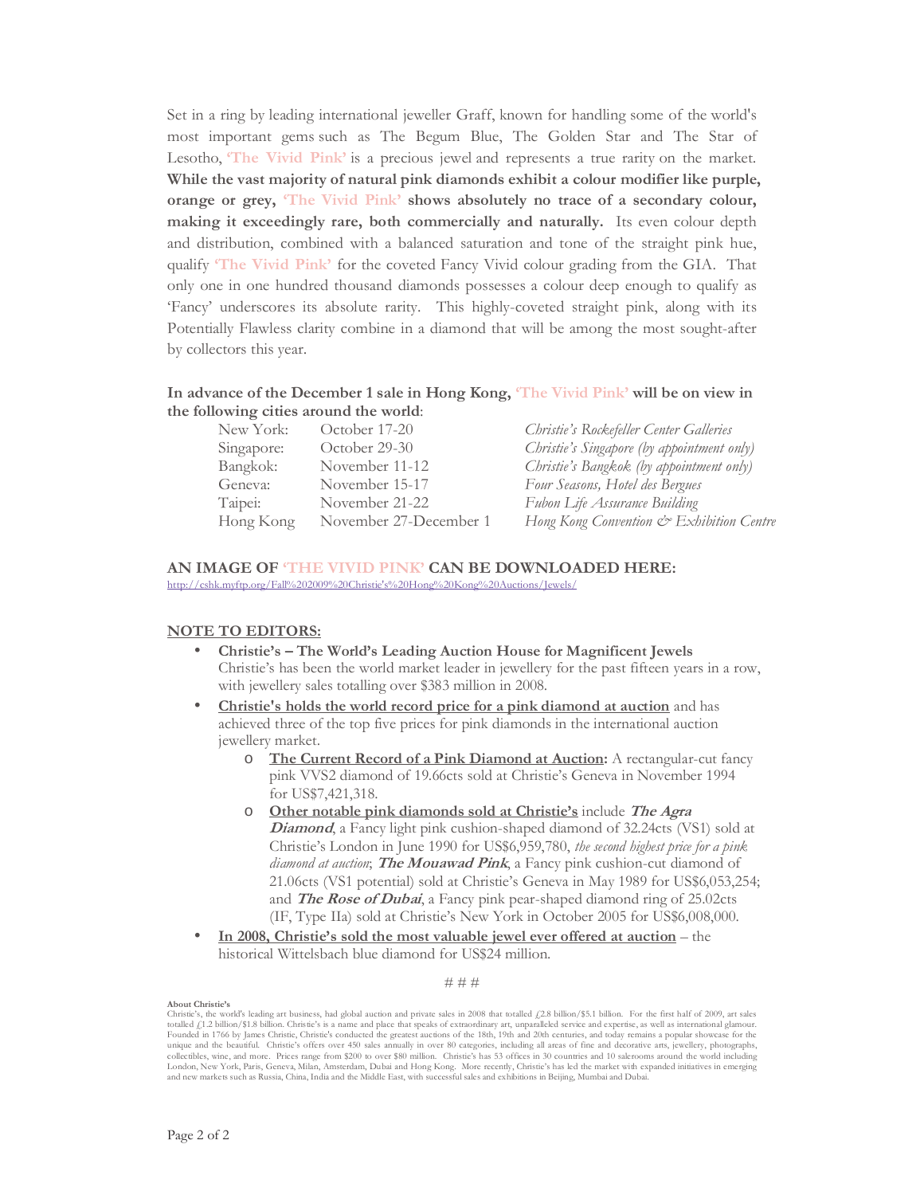Set in a ring by leading international jeweller Graff, known for handling some of the world's most important gems such as The Begum Blue, The Golden Star and The Star of Lesotho, **'The Vivid Pink'** is a precious jewel and represents a true rarity on the market. **While the vast majority of natural pink diamonds exhibit a colour modifier like purple, orange or grey, 'The Vivid Pink' shows absolutely no trace of a secondary colour, making it exceedingly rare, both commercially and naturally.** Its even colour depth and distribution, combined with a balanced saturation and tone of the straight pink hue, qualify **'The Vivid Pink'** for the coveted Fancy Vivid colour grading from the GIA. That only one in one hundred thousand diamonds possesses a colour deep enough to qualify as 'Fancy' underscores its absolute rarity. This highly-coveted straight pink, along with its Potentially Flawless clarity combine in a diamond that will be among the most sought-after by collectors this year.

**In advance of the December 1 sale in Hong Kong, 'The Vivid Pink' will be on view in the following cities around the world**:

| | | |
|---|---|---|
| New York: | October 17-20 | *Christie's Rockefeller Center Galleries* |
| Singapore: | October 29-30 | *Christie's Singapore (by appointment only)* |
| Bangkok: | November 11-12 | *Christie's Bangkok (by appointment only)* |
| Geneva: | November 15-17 | *Four Seasons, Hotel des Bergues* |
| Taipei: | November 21-22 | *Fubon Life Assurance Building* |
| Hong Kong | November 27-December 1 | *Hong Kong Convention & Exhibition Centre* |

**AN IMAGE OF 'THE VIVID PINK' CAN BE DOWNLOADED HERE:**
http://cshk.myftp.org/Fall%202009%20Christie's%20Hong%20Kong%20Auctions/Jewels/

**NOTE TO EDITORS:**

- **Christie's – The World's Leading Auction House for Magnificent Jewels**
  Christie's has been the world market leader in jewellery for the past fifteen years in a row, with jewellery sales totalling over $383 million in 2008.
- **Christie's holds the world record price for a pink diamond at auction** and has achieved three of the top five prices for pink diamonds in the international auction jewellery market.
  - **The Current Record of a Pink Diamond at Auction:** A rectangular-cut fancy pink VVS2 diamond of 19.66cts sold at Christie's Geneva in November 1994 for US$7,421,318.
  - **Other notable pink diamonds sold at Christie's** include ***The Agra Diamond***, a Fancy light pink cushion-shaped diamond of 32.24cts (VS1) sold at Christie's London in June 1990 for US$6,959,780, *the second highest price for a pink diamond at auction*; ***The Mouawad Pink***, a Fancy pink cushion-cut diamond of 21.06cts (VS1 potential) sold at Christie's Geneva in May 1989 for US$6,053,254; and ***The Rose of Dubai***, a Fancy pink pear-shaped diamond ring of 25.02cts (IF, Type IIa) sold at Christie's New York in October 2005 for US$6,008,000.
- **In 2008, Christie's sold the most valuable jewel ever offered at auction** – the historical Wittelsbach blue diamond for US$24 million.

# # #

**About Christie's**
Christie's, the world's leading art business, had global auction and private sales in 2008 that totalled £2.8 billion/$5.1 billion. For the first half of 2009, art sales totalled £1.2 billion/$1.8 billion. Christie's is a name and place that speaks of extraordinary art, unparalleled service and expertise, as well as international glamour. Founded in 1766 by James Christie, Christie's conducted the greatest auctions of the 18th, 19th and 20th centuries, and today remains a popular showcase for the unique and the beautiful. Christie's offers over 450 sales annually in over 80 categories, including all areas of fine and decorative arts, jewellery, photographs, collectibles, wine, and more. Prices range from $200 to over $80 million. Christie's has 53 offices in 30 countries and 10 salerooms around the world including London, New York, Paris, Geneva, Milan, Amsterdam, Dubai and Hong Kong. More recently, Christie's has led the market with expanded initiatives in emerging and new markets such as Russia, China, India and the Middle East, with successful sales and exhibitions in Beijing, Mumbai and Dubai.